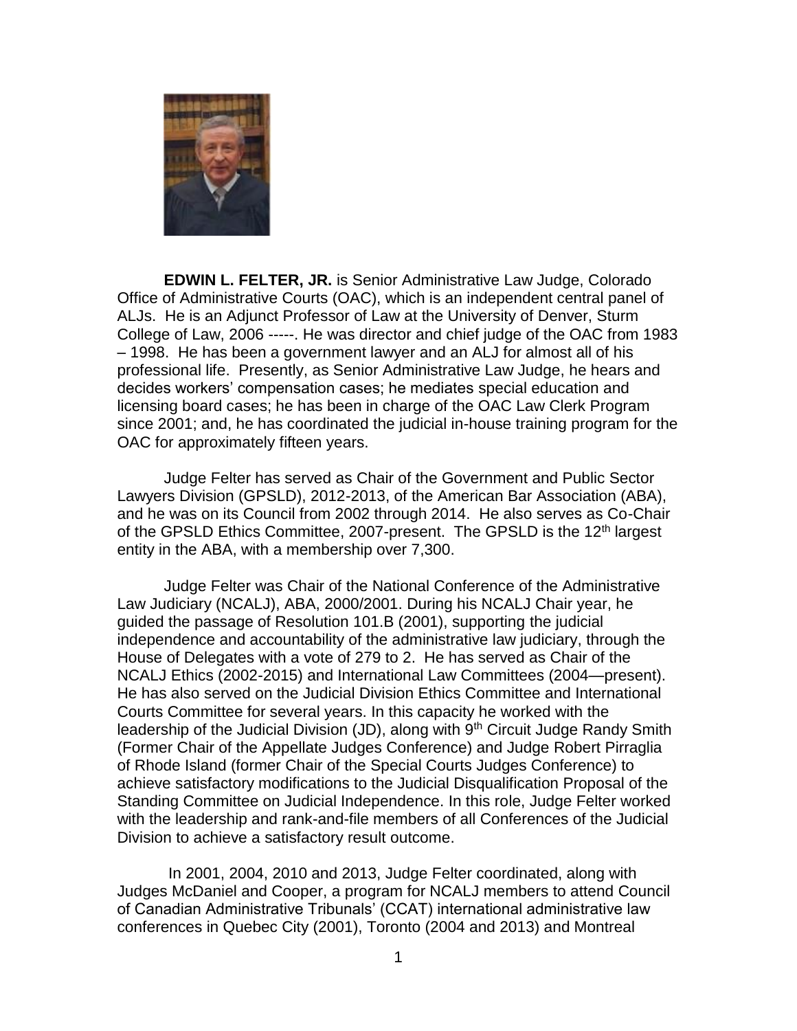**EDWIN L. FELTER, JR.** is Senior Administrative Law Judge, Colorado Office of Administrative Courts (OAC), which is an independent central panel of ALJs. He is an Adjunct Professor of Law at the University of Denver, Sturm College of Law, 2006 -----. He was director and chief judge of the OAC from 1983 – 1998. He has been a government lawyer and an ALJ for almost all of his professional life. Presently, as Senior Administrative Law Judge, he hears and decides workers' compensation cases; he mediates special education and licensing board cases; he has been in charge of the OAC Law Clerk Program since 2001; and, he has coordinated the judicial in-house training program for the OAC for approximately fifteen years.

Judge Felter has served as Chair of the Government and Public Sector Lawyers Division (GPSLD), 2012-2013, of the American Bar Association (ABA), and he was on its Council from 2002 through 2014. He also serves as Co-Chair of the GPSLD Ethics Committee, 2007-present. The GPSLD is the 12th largest entity in the ABA, with a membership over 7,300.

Judge Felter was Chair of the National Conference of the Administrative Law Judiciary (NCALJ), ABA, 2000/2001. During his NCALJ Chair year, he guided the passage of Resolution 101.B (2001), supporting the judicial independence and accountability of the administrative law judiciary, through the House of Delegates with a vote of 279 to 2. He has served as Chair of the NCALJ Ethics (2002-2015) and International Law Committees (2004—present). He has also served on the Judicial Division Ethics Committee and International Courts Committee for several years. In this capacity he worked with the leadership of the Judicial Division (JD), along with 9th Circuit Judge Randy Smith (Former Chair of the Appellate Judges Conference) and Judge Robert Pirraglia of Rhode Island (former Chair of the Special Courts Judges Conference) to achieve satisfactory modifications to the Judicial Disqualification Proposal of the Standing Committee on Judicial Independence. In this role, Judge Felter worked with the leadership and rank-and-file members of all Conferences of the Judicial Division to achieve a satisfactory result outcome.

In 2001, 2004, 2010 and 2013, Judge Felter coordinated, along with Judges McDaniel and Cooper, a program for NCALJ members to attend Council of Canadian Administrative Tribunals' (CCAT) international administrative law conferences in Quebec City (2001), Toronto (2004 and 2013) and Montreal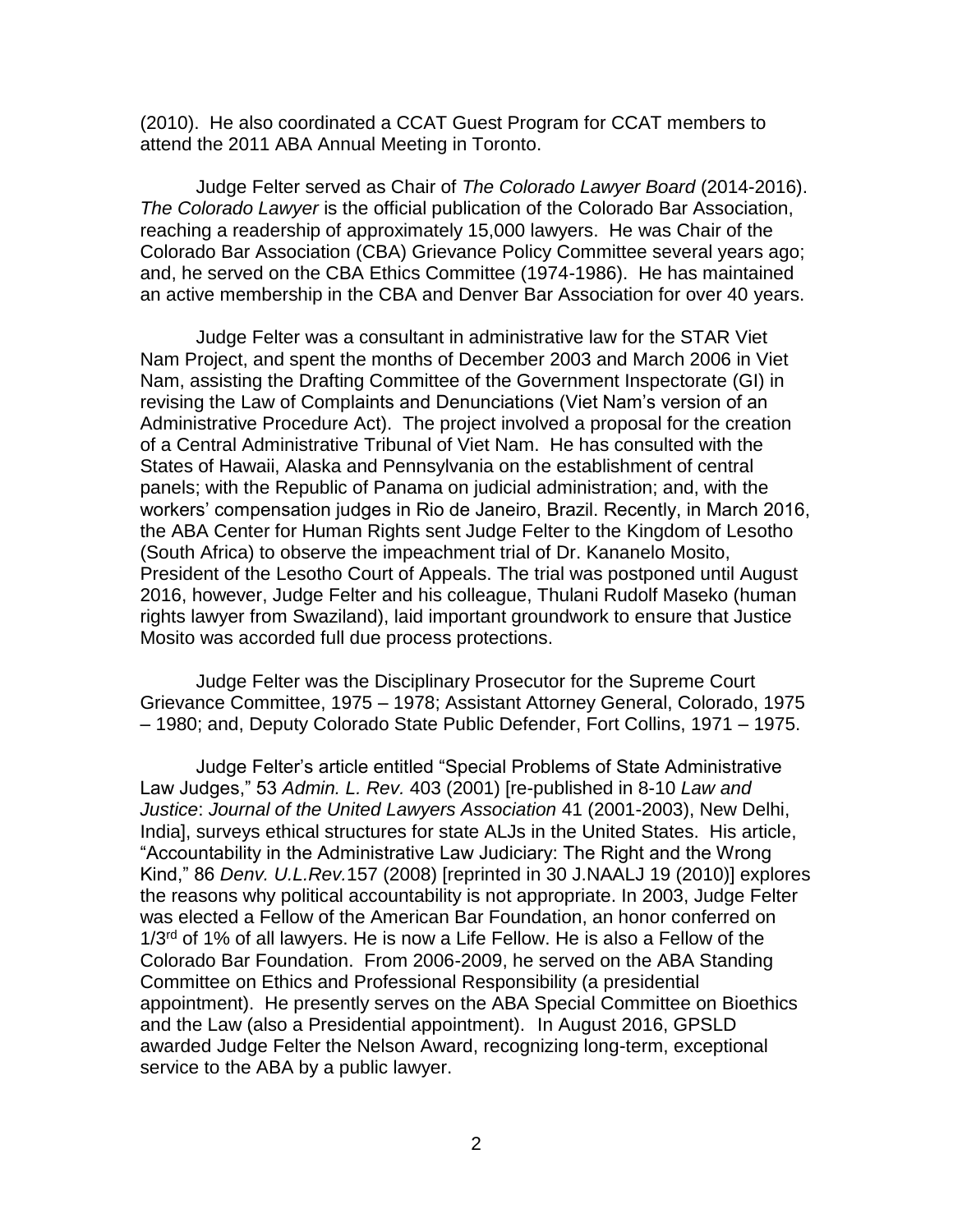(2010). He also coordinated a CCAT Guest Program for CCAT members to attend the 2011 ABA Annual Meeting in Toronto.

Judge Felter served as Chair of *The Colorado Lawyer Board* (2014-2016). *The Colorado Lawyer* is the official publication of the Colorado Bar Association, reaching a readership of approximately 15,000 lawyers. He was Chair of the Colorado Bar Association (CBA) Grievance Policy Committee several years ago; and, he served on the CBA Ethics Committee (1974-1986). He has maintained an active membership in the CBA and Denver Bar Association for over 40 years.

Judge Felter was a consultant in administrative law for the STAR Viet Nam Project, and spent the months of December 2003 and March 2006 in Viet Nam, assisting the Drafting Committee of the Government Inspectorate (GI) in revising the Law of Complaints and Denunciations (Viet Nam's version of an Administrative Procedure Act). The project involved a proposal for the creation of a Central Administrative Tribunal of Viet Nam. He has consulted with the States of Hawaii, Alaska and Pennsylvania on the establishment of central panels; with the Republic of Panama on judicial administration; and, with the workers' compensation judges in Rio de Janeiro, Brazil. Recently, in March 2016, the ABA Center for Human Rights sent Judge Felter to the Kingdom of Lesotho (South Africa) to observe the impeachment trial of Dr. Kananelo Mosito, President of the Lesotho Court of Appeals. The trial was postponed until August 2016, however, Judge Felter and his colleague, Thulani Rudolf Maseko (human rights lawyer from Swaziland), laid important groundwork to ensure that Justice Mosito was accorded full due process protections.

Judge Felter was the Disciplinary Prosecutor for the Supreme Court Grievance Committee, 1975 – 1978; Assistant Attorney General, Colorado, 1975 – 1980; and, Deputy Colorado State Public Defender, Fort Collins, 1971 – 1975.

Judge Felter's article entitled "Special Problems of State Administrative Law Judges," 53 *Admin. L. Rev.* 403 (2001) [re-published in 8-10 *Law and Justice*: *Journal of the United Lawyers Association* 41 (2001-2003), New Delhi, India], surveys ethical structures for state ALJs in the United States. His article, "Accountability in the Administrative Law Judiciary: The Right and the Wrong Kind," 86 *Denv. U.L.Rev.*157 (2008) [reprinted in 30 J.NAALJ 19 (2010)] explores the reasons why political accountability is not appropriate. In 2003, Judge Felter was elected a Fellow of the American Bar Foundation, an honor conferred on 1/3rd of 1% of all lawyers. He is now a Life Fellow. He is also a Fellow of the Colorado Bar Foundation. From 2006-2009, he served on the ABA Standing Committee on Ethics and Professional Responsibility (a presidential appointment). He presently serves on the ABA Special Committee on Bioethics and the Law (also a Presidential appointment). In August 2016, GPSLD awarded Judge Felter the Nelson Award, recognizing long-term, exceptional service to the ABA by a public lawyer.